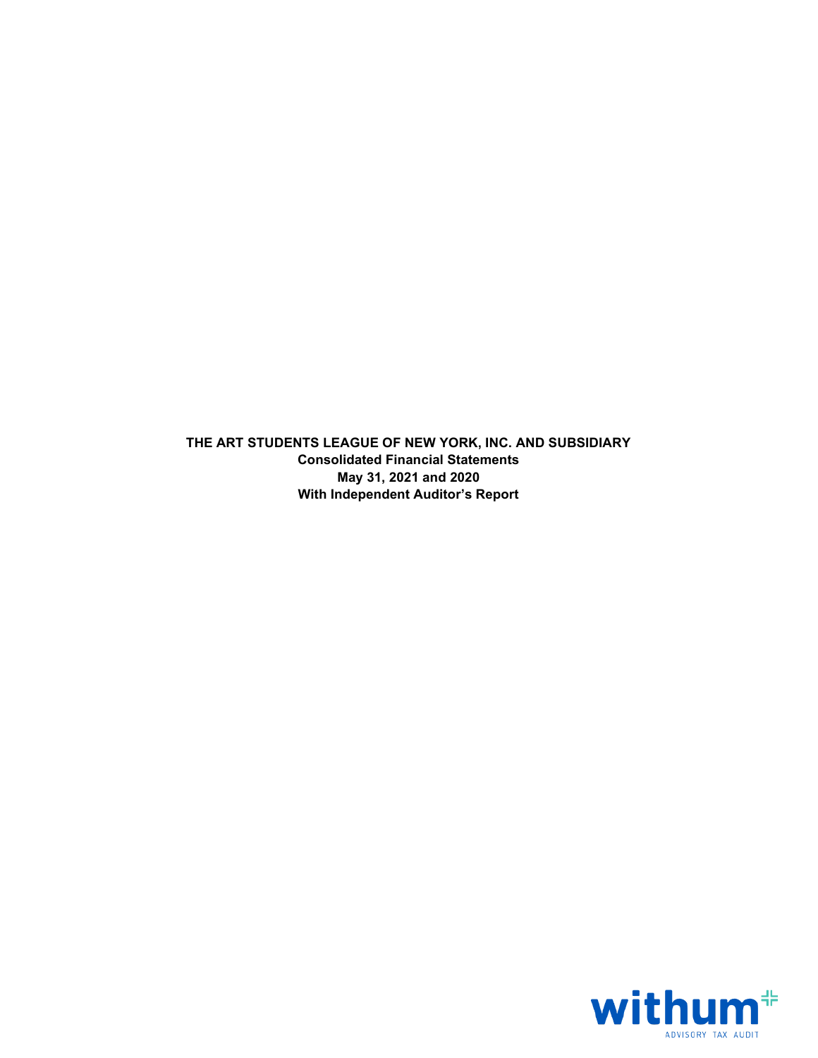**THE ART STUDENTS LEAGUE OF NEW YORK, INC. AND SUBSIDIARY**
**Consolidated Financial Statements**
**May 31, 2021 and 2020**
**With Independent Auditor's Report**

withum
ADVISORY TAX AUDIT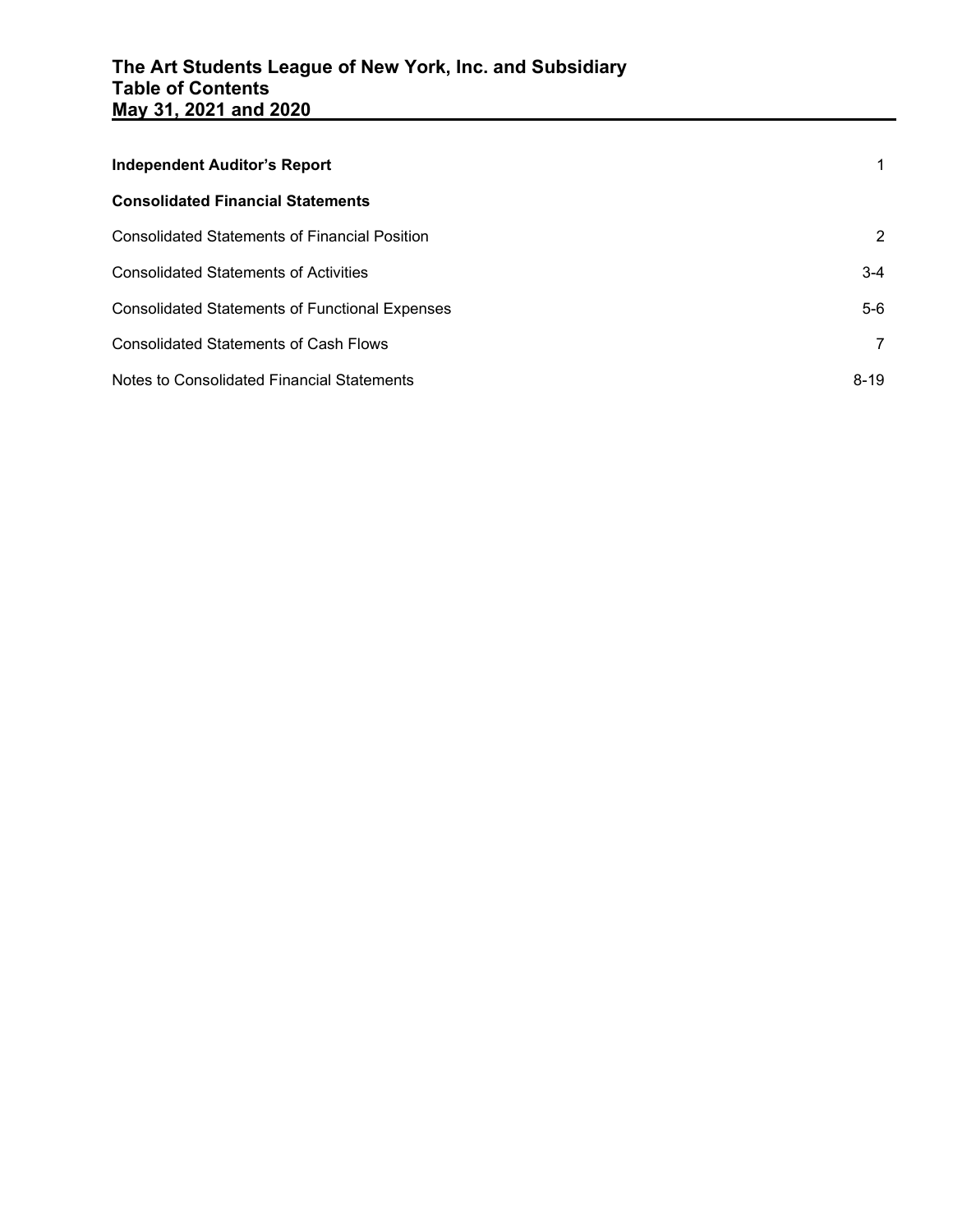# The Art Students League of New York, Inc. and Subsidiary
# Table of Contents
# May 31, 2021 and 2020

| | |
|---|---|
| **Independent Auditor's Report** | 1 |
| **Consolidated Financial Statements** | |
| Consolidated Statements of Financial Position | 2 |
| Consolidated Statements of Activities | 3-4 |
| Consolidated Statements of Functional Expenses | 5-6 |
| Consolidated Statements of Cash Flows | 7 |
| Notes to Consolidated Financial Statements | 8-19 |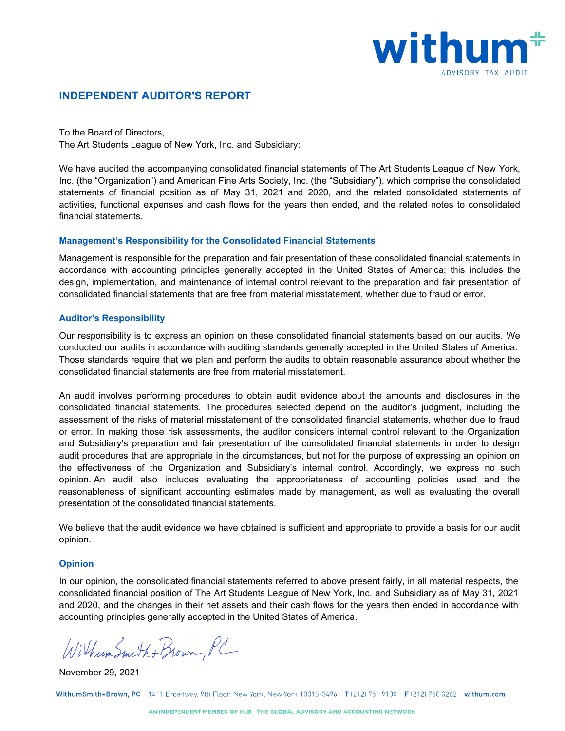# INDEPENDENT AUDITOR'S REPORT

To the Board of Directors,
The Art Students League of New York, Inc. and Subsidiary:

We have audited the accompanying consolidated financial statements of The Art Students League of New York, Inc. (the "Organization") and American Fine Arts Society, Inc. (the "Subsidiary"), which comprise the consolidated statements of financial position as of May 31, 2021 and 2020, and the related consolidated statements of activities, functional expenses and cash flows for the years then ended, and the related notes to consolidated financial statements.

### Management's Responsibility for the Consolidated Financial Statements

Management is responsible for the preparation and fair presentation of these consolidated financial statements in accordance with accounting principles generally accepted in the United States of America; this includes the design, implementation, and maintenance of internal control relevant to the preparation and fair presentation of consolidated financial statements that are free from material misstatement, whether due to fraud or error.

### Auditor's Responsibility

Our responsibility is to express an opinion on these consolidated financial statements based on our audits. We conducted our audits in accordance with auditing standards generally accepted in the United States of America. Those standards require that we plan and perform the audits to obtain reasonable assurance about whether the consolidated financial statements are free from material misstatement.

An audit involves performing procedures to obtain audit evidence about the amounts and disclosures in the consolidated financial statements. The procedures selected depend on the auditor's judgment, including the assessment of the risks of material misstatement of the consolidated financial statements, whether due to fraud or error. In making those risk assessments, the auditor considers internal control relevant to the Organization and Subsidiary's preparation and fair presentation of the consolidated financial statements in order to design audit procedures that are appropriate in the circumstances, but not for the purpose of expressing an opinion on the effectiveness of the Organization and Subsidiary's internal control. Accordingly, we express no such opinion. An audit also includes evaluating the appropriateness of accounting policies used and the reasonableness of significant accounting estimates made by management, as well as evaluating the overall presentation of the consolidated financial statements.

We believe that the audit evidence we have obtained is sufficient and appropriate to provide a basis for our audit opinion.

### Opinion

In our opinion, the consolidated financial statements referred to above present fairly, in all material respects, the consolidated financial position of The Art Students League of New York, Inc. and Subsidiary as of May 31, 2021 and 2020, and the changes in their net assets and their cash flows for the years then ended in accordance with accounting principles generally accepted in the United States of America.

WithumSmith+Brown, PC

November 29, 2021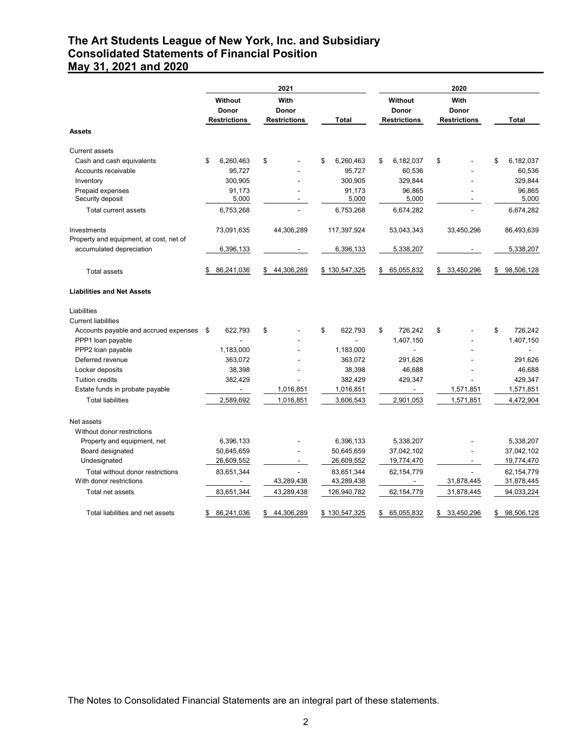# The Art Students League of New York, Inc. and Subsidiary
## Consolidated Statements of Financial Position
## May 31, 2021 and 2020

| | 2021 | | | 2020 | | |
|---|---|---|---|---|---|---|
| | Without Donor Restrictions | With Donor Restrictions | Total | Without Donor Restrictions | With Donor Restrictions | Total |
| **Assets** | | | | | | |
| Current assets | | | | | | |
| Cash and cash equivalents | $ 6,260,463 | $ - | $ 6,260,463 | $ 6,182,037 | $ - | $ 6,182,037 |
| Accounts receivable | 95,727 | - | 95,727 | 60,536 | - | 60,536 |
| Inventory | 300,905 | - | 300,905 | 329,844 | - | 329,844 |
| Prepaid expenses | 91,173 | - | 91,173 | 96,865 | - | 96,865 |
| Security deposit | 5,000 | - | 5,000 | 5,000 | - | 5,000 |
| Total current assets | 6,753,268 | - | 6,753,268 | 6,674,282 | - | 6,674,282 |
| Investments | 73,091,635 | 44,306,289 | 117,397,924 | 53,043,343 | 33,450,296 | 86,493,639 |
| Property and equipment, at cost, net of accumulated depreciation | 6,396,133 | - | 6,396,133 | 5,338,207 | - | 5,338,207 |
| Total assets | $ 86,241,036 | $ 44,306,289 | $ 130,547,325 | $ 65,055,832 | $ 33,450,296 | $ 98,506,128 |
| **Liabilities and Net Assets** | | | | | | |
| Liabilities | | | | | | |
| Current liabilities | | | | | | |
| Accounts payable and accrued expenses | $ 622,793 | $ - | $ 622,793 | $ 726,242 | $ - | $ 726,242 |
| PPP1 loan payable | - | - | - | 1,407,150 | - | 1,407,150 |
| PPP2 loan payable | 1,183,000 | - | 1,183,000 | - | - | - |
| Deferred revenue | 363,072 | - | 363,072 | 291,626 | - | 291,626 |
| Locker deposits | 38,398 | - | 38,398 | 46,688 | - | 46,688 |
| Tuition credits | 382,429 | - | 382,429 | 429,347 | - | 429,347 |
| Estate funds in probate payable | - | 1,016,851 | 1,016,851 | - | 1,571,851 | 1,571,851 |
| Total liabilities | 2,589,692 | 1,016,851 | 3,606,543 | 2,901,053 | 1,571,851 | 4,472,904 |
| Net assets | | | | | | |
| Without donor restrictions | | | | | | |
| Property and equipment, net | 6,396,133 | - | 6,396,133 | 5,338,207 | - | 5,338,207 |
| Board designated | 50,645,659 | - | 50,645,659 | 37,042,102 | - | 37,042,102 |
| Undesignated | 26,609,552 | - | 26,609,552 | 19,774,470 | - | 19,774,470 |
| Total without donor restrictions | 83,651,344 | - | 83,651,344 | 62,154,779 | - | 62,154,779 |
| With donor restrictions | - | 43,289,438 | 43,289,438 | - | 31,878,445 | 31,878,445 |
| Total net assets | 83,651,344 | 43,289,438 | 126,940,782 | 62,154,779 | 31,878,445 | 94,033,224 |
| Total liabilities and net assets | $ 86,241,036 | $ 44,306,289 | $ 130,547,325 | $ 65,055,832 | $ 33,450,296 | $ 98,506,128 |

The Notes to Consolidated Financial Statements are an integral part of these statements.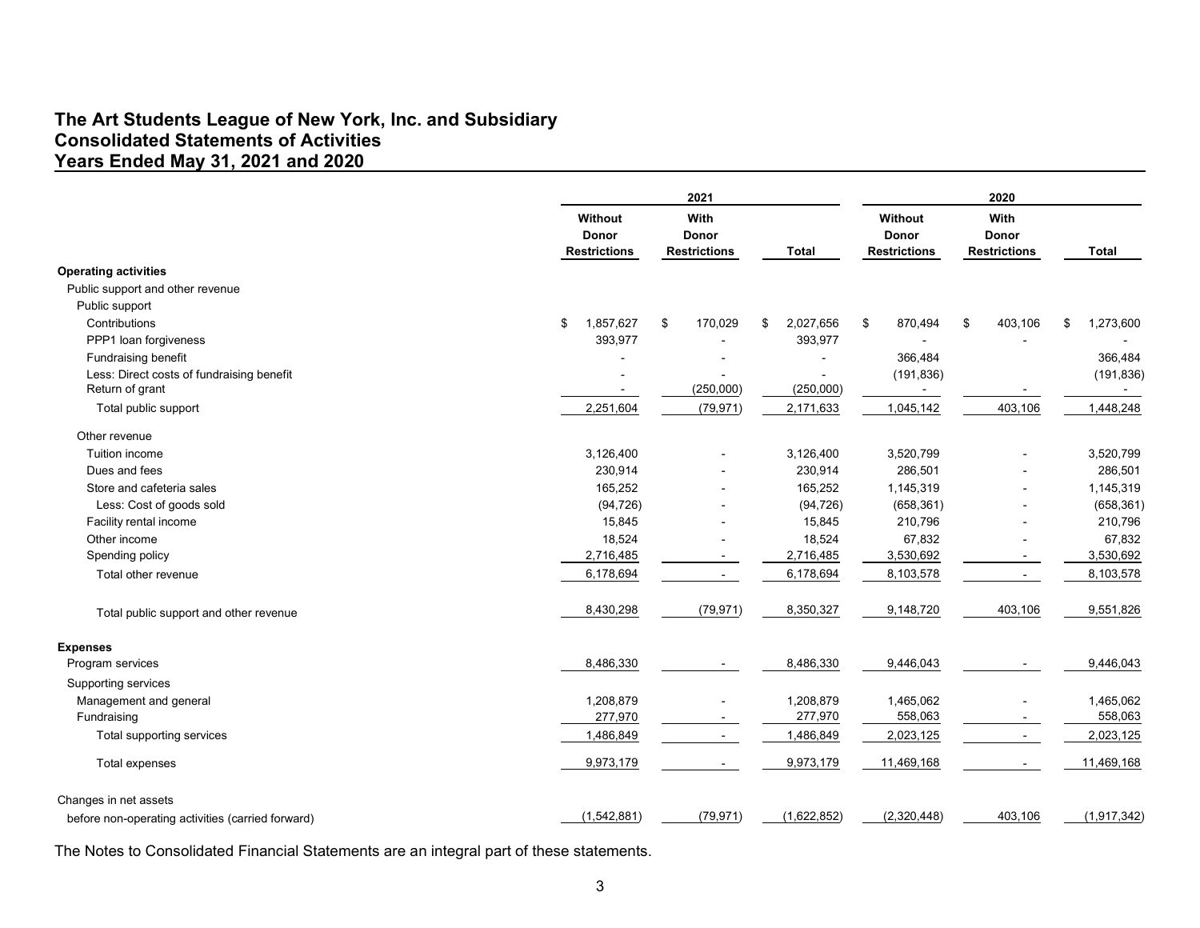# The Art Students League of New York, Inc. and Subsidiary
# Consolidated Statements of Activities
# Years Ended May 31, 2021 and 2020

| | 2021 | | | 2020 | | |
|---|---|---|---|---|---|---|
| | Without Donor Restrictions | With Donor Restrictions | Total | Without Donor Restrictions | With Donor Restrictions | Total |
| **Operating activities** | | | | | | |
| Public support and other revenue | | | | | | |
| Public support | | | | | | |
| Contributions | $ 1,857,627 | $ 170,029 | $ 2,027,656 | $ 870,494 | $ 403,106 | $ 1,273,600 |
| PPP1 loan forgiveness | 393,977 | - | 393,977 | - | - | - |
| Fundraising benefit | - | - | - | 366,484 | | 366,484 |
| Less: Direct costs of fundraising benefit | - | - | - | (191,836) | | (191,836) |
| Return of grant | - | (250,000) | (250,000) | - | - | - |
| Total public support | 2,251,604 | (79,971) | 2,171,633 | 1,045,142 | 403,106 | 1,448,248 |
| Other revenue | | | | | | |
| Tuition income | 3,126,400 | - | 3,126,400 | 3,520,799 | - | 3,520,799 |
| Dues and fees | 230,914 | - | 230,914 | 286,501 | - | 286,501 |
| Store and cafeteria sales | 165,252 | - | 165,252 | 1,145,319 | - | 1,145,319 |
| Less: Cost of goods sold | (94,726) | - | (94,726) | (658,361) | - | (658,361) |
| Facility rental income | 15,845 | - | 15,845 | 210,796 | - | 210,796 |
| Other income | 18,524 | - | 18,524 | 67,832 | - | 67,832 |
| Spending policy | 2,716,485 | - | 2,716,485 | 3,530,692 | - | 3,530,692 |
| Total other revenue | 6,178,694 | - | 6,178,694 | 8,103,578 | - | 8,103,578 |
| Total public support and other revenue | 8,430,298 | (79,971) | 8,350,327 | 9,148,720 | 403,106 | 9,551,826 |
| **Expenses** | | | | | | |
| Program services | 8,486,330 | - | 8,486,330 | 9,446,043 | - | 9,446,043 |
| Supporting services | | | | | | |
| Management and general | 1,208,879 | - | 1,208,879 | 1,465,062 | - | 1,465,062 |
| Fundraising | 277,970 | - | 277,970 | 558,063 | - | 558,063 |
| Total supporting services | 1,486,849 | - | 1,486,849 | 2,023,125 | - | 2,023,125 |
| Total expenses | 9,973,179 | - | 9,973,179 | 11,469,168 | - | 11,469,168 |
| Changes in net assets before non-operating activities (carried forward) | (1,542,881) | (79,971) | (1,622,852) | (2,320,448) | 403,106 | (1,917,342) |

The Notes to Consolidated Financial Statements are an integral part of these statements.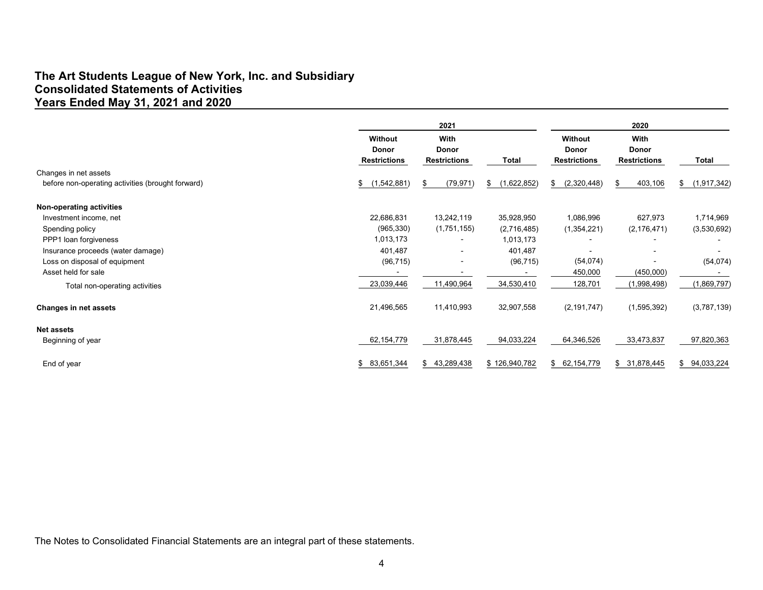# The Art Students League of New York, Inc. and Subsidiary
## Consolidated Statements of Activities
## Years Ended May 31, 2021 and 2020

| | 2021 | | | 2020 | | |
|---|---|---|---|---|---|---|
| | Without Donor Restrictions | With Donor Restrictions | Total | Without Donor Restrictions | With Donor Restrictions | Total |
| Changes in net assets before non-operating activities (brought forward) | $ (1,542,881) | $ (79,971) | $ (1,622,852) | $ (2,320,448) | $ 403,106 | $ (1,917,342) |
| **Non-operating activities** | | | | | | |
| Investment income, net | 22,686,831 | 13,242,119 | 35,928,950 | 1,086,996 | 627,973 | 1,714,969 |
| Spending policy | (965,330) | (1,751,155) | (2,716,485) | (1,354,221) | (2,176,471) | (3,530,692) |
| PPP1 loan forgiveness | 1,013,173 | - | 1,013,173 | - | - | - |
| Insurance proceeds (water damage) | 401,487 | - | 401,487 | - | - | - |
| Loss on disposal of equipment | (96,715) | - | (96,715) | (54,074) | - | (54,074) |
| Asset held for sale | - | - | - | 450,000 | (450,000) | - |
| Total non-operating activities | 23,039,446 | 11,490,964 | 34,530,410 | 128,701 | (1,998,498) | (1,869,797) |
| **Changes in net assets** | 21,496,565 | 11,410,993 | 32,907,558 | (2,191,747) | (1,595,392) | (3,787,139) |
| **Net assets** | | | | | | |
| Beginning of year | 62,154,779 | 31,878,445 | 94,033,224 | 64,346,526 | 33,473,837 | 97,820,363 |
| End of year | $ 83,651,344 | $ 43,289,438 | $ 126,940,782 | $ 62,154,779 | $ 31,878,445 | $ 94,033,224 |

The Notes to Consolidated Financial Statements are an integral part of these statements.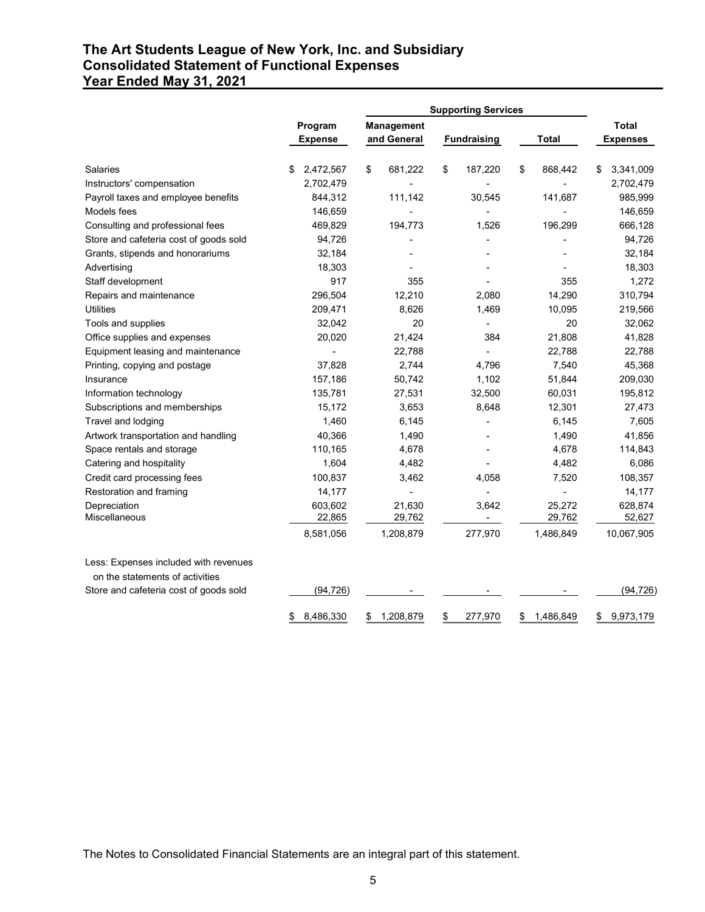# The Art Students League of New York, Inc. and Subsidiary
## Consolidated Statement of Functional Expenses
## Year Ended May 31, 2021

| | Program Expense | Supporting Services | | | Total Expenses |
|---|---|---|---|---|---|
| | | Management and General | Fundraising | Total | |
| Salaries | $ 2,472,567 | $ 681,222 | $ 187,220 | $ 868,442 | $ 3,341,009 |
| Instructors' compensation | 2,702,479 | - | - | - | 2,702,479 |
| Payroll taxes and employee benefits | 844,312 | 111,142 | 30,545 | 141,687 | 985,999 |
| Models fees | 146,659 | - | - | - | 146,659 |
| Consulting and professional fees | 469,829 | 194,773 | 1,526 | 196,299 | 666,128 |
| Store and cafeteria cost of goods sold | 94,726 | - | - | - | 94,726 |
| Grants, stipends and honorariums | 32,184 | - | - | - | 32,184 |
| Advertising | 18,303 | - | - | - | 18,303 |
| Staff development | 917 | 355 | - | 355 | 1,272 |
| Repairs and maintenance | 296,504 | 12,210 | 2,080 | 14,290 | 310,794 |
| Utilities | 209,471 | 8,626 | 1,469 | 10,095 | 219,566 |
| Tools and supplies | 32,042 | 20 | - | 20 | 32,062 |
| Office supplies and expenses | 20,020 | 21,424 | 384 | 21,808 | 41,828 |
| Equipment leasing and maintenance | - | 22,788 | - | 22,788 | 22,788 |
| Printing, copying and postage | 37,828 | 2,744 | 4,796 | 7,540 | 45,368 |
| Insurance | 157,186 | 50,742 | 1,102 | 51,844 | 209,030 |
| Information technology | 135,781 | 27,531 | 32,500 | 60,031 | 195,812 |
| Subscriptions and memberships | 15,172 | 3,653 | 8,648 | 12,301 | 27,473 |
| Travel and lodging | 1,460 | 6,145 | - | 6,145 | 7,605 |
| Artwork transportation and handling | 40,366 | 1,490 | - | 1,490 | 41,856 |
| Space rentals and storage | 110,165 | 4,678 | - | 4,678 | 114,843 |
| Catering and hospitality | 1,604 | 4,482 | - | 4,482 | 6,086 |
| Credit card processing fees | 100,837 | 3,462 | 4,058 | 7,520 | 108,357 |
| Restoration and framing | 14,177 | - | - | - | 14,177 |
| Depreciation | 603,602 | 21,630 | 3,642 | 25,272 | 628,874 |
| Miscellaneous | 22,865 | 29,762 | - | 29,762 | 52,627 |
| | 8,581,056 | 1,208,879 | 277,970 | 1,486,849 | 10,067,905 |
| Less: Expenses included with revenues on the statements of activities | | | | | |
| Store and cafeteria cost of goods sold | (94,726) | - | - | - | (94,726) |
| | $ 8,486,330 | $ 1,208,879 | $ 277,970 | $ 1,486,849 | $ 9,973,179 |

The Notes to Consolidated Financial Statements are an integral part of this statement.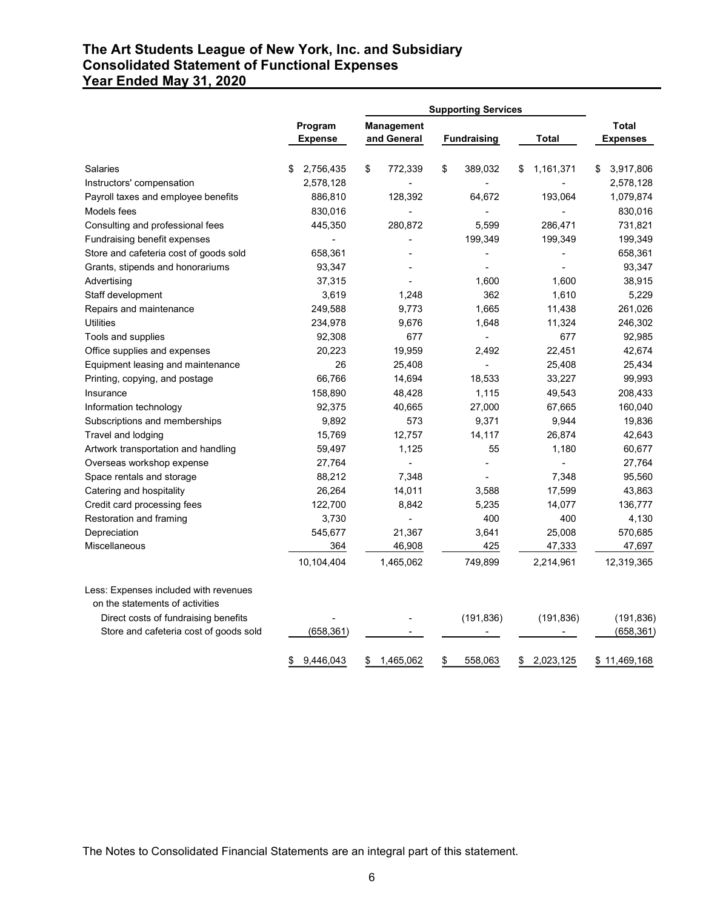# The Art Students League of New York, Inc. and Subsidiary
## Consolidated Statement of Functional Expenses
## Year Ended May 31, 2020

| | | Supporting Services | | | |
|---|---|---|---|---|---|
| | Program Expense | Management and General | Fundraising | Total | Total Expenses |
| Salaries | $ 2,756,435 | $ 772,339 | $ 389,032 | $ 1,161,371 | $ 3,917,806 |
| Instructors' compensation | 2,578,128 | - | - | - | 2,578,128 |
| Payroll taxes and employee benefits | 886,810 | 128,392 | 64,672 | 193,064 | 1,079,874 |
| Models fees | 830,016 | - | - | - | 830,016 |
| Consulting and professional fees | 445,350 | 280,872 | 5,599 | 286,471 | 731,821 |
| Fundraising benefit expenses | - | - | 199,349 | 199,349 | 199,349 |
| Store and cafeteria cost of goods sold | 658,361 | - | - | - | 658,361 |
| Grants, stipends and honorariums | 93,347 | - | - | - | 93,347 |
| Advertising | 37,315 | - | 1,600 | 1,600 | 38,915 |
| Staff development | 3,619 | 1,248 | 362 | 1,610 | 5,229 |
| Repairs and maintenance | 249,588 | 9,773 | 1,665 | 11,438 | 261,026 |
| Utilities | 234,978 | 9,676 | 1,648 | 11,324 | 246,302 |
| Tools and supplies | 92,308 | 677 | - | 677 | 92,985 |
| Office supplies and expenses | 20,223 | 19,959 | 2,492 | 22,451 | 42,674 |
| Equipment leasing and maintenance | 26 | 25,408 | - | 25,408 | 25,434 |
| Printing, copying, and postage | 66,766 | 14,694 | 18,533 | 33,227 | 99,993 |
| Insurance | 158,890 | 48,428 | 1,115 | 49,543 | 208,433 |
| Information technology | 92,375 | 40,665 | 27,000 | 67,665 | 160,040 |
| Subscriptions and memberships | 9,892 | 573 | 9,371 | 9,944 | 19,836 |
| Travel and lodging | 15,769 | 12,757 | 14,117 | 26,874 | 42,643 |
| Artwork transportation and handling | 59,497 | 1,125 | 55 | 1,180 | 60,677 |
| Overseas workshop expense | 27,764 | - | - | - | 27,764 |
| Space rentals and storage | 88,212 | 7,348 | - | 7,348 | 95,560 |
| Catering and hospitality | 26,264 | 14,011 | 3,588 | 17,599 | 43,863 |
| Credit card processing fees | 122,700 | 8,842 | 5,235 | 14,077 | 136,777 |
| Restoration and framing | 3,730 | - | 400 | 400 | 4,130 |
| Depreciation | 545,677 | 21,367 | 3,641 | 25,008 | 570,685 |
| Miscellaneous | 364 | 46,908 | 425 | 47,333 | 47,697 |
| | 10,104,404 | 1,465,062 | 749,899 | 2,214,961 | 12,319,365 |
| Less: Expenses included with revenues on the statements of activities | | | | | |
| Direct costs of fundraising benefits | - | - | (191,836) | (191,836) | (191,836) |
| Store and cafeteria cost of goods sold | (658,361) | - | - | - | (658,361) |
| | $ 9,446,043 | $ 1,465,062 | $ 558,063 | $ 2,023,125 | $ 11,469,168 |

The Notes to Consolidated Financial Statements are an integral part of this statement.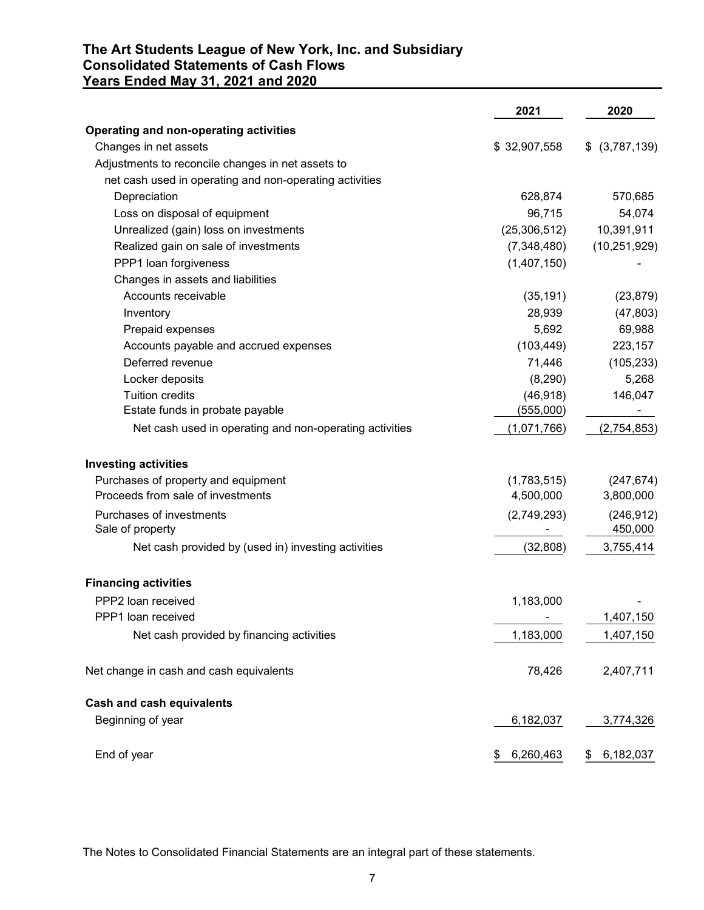# The Art Students League of New York, Inc. and Subsidiary
## Consolidated Statements of Cash Flows
## Years Ended May 31, 2021 and 2020

| | 2021 | 2020 |
|---|---|---|
| **Operating and non-operating activities** | | |
| Changes in net assets | $ 32,907,558 | $ (3,787,139) |
| Adjustments to reconcile changes in net assets to net cash used in operating and non-operating activities | | |
| Depreciation | 628,874 | 570,685 |
| Loss on disposal of equipment | 96,715 | 54,074 |
| Unrealized (gain) loss on investments | (25,306,512) | 10,391,911 |
| Realized gain on sale of investments | (7,348,480) | (10,251,929) |
| PPP1 loan forgiveness | (1,407,150) | - |
| Changes in assets and liabilities | | |
| Accounts receivable | (35,191) | (23,879) |
| Inventory | 28,939 | (47,803) |
| Prepaid expenses | 5,692 | 69,988 |
| Accounts payable and accrued expenses | (103,449) | 223,157 |
| Deferred revenue | 71,446 | (105,233) |
| Locker deposits | (8,290) | 5,268 |
| Tuition credits | (46,918) | 146,047 |
| Estate funds in probate payable | (555,000) | - |
| Net cash used in operating and non-operating activities | (1,071,766) | (2,754,853) |
| **Investing activities** | | |
| Purchases of property and equipment | (1,783,515) | (247,674) |
| Proceeds from sale of investments | 4,500,000 | 3,800,000 |
| Purchases of investments | (2,749,293) | (246,912) |
| Sale of property | - | 450,000 |
| Net cash provided by (used in) investing activities | (32,808) | 3,755,414 |
| **Financing activities** | | |
| PPP2 loan received | 1,183,000 | - |
| PPP1 loan received | - | 1,407,150 |
| Net cash provided by financing activities | 1,183,000 | 1,407,150 |
| Net change in cash and cash equivalents | 78,426 | 2,407,711 |
| **Cash and cash equivalents** | | |
| Beginning of year | 6,182,037 | 3,774,326 |
| End of year | $ 6,260,463 | $ 6,182,037 |

The Notes to Consolidated Financial Statements are an integral part of these statements.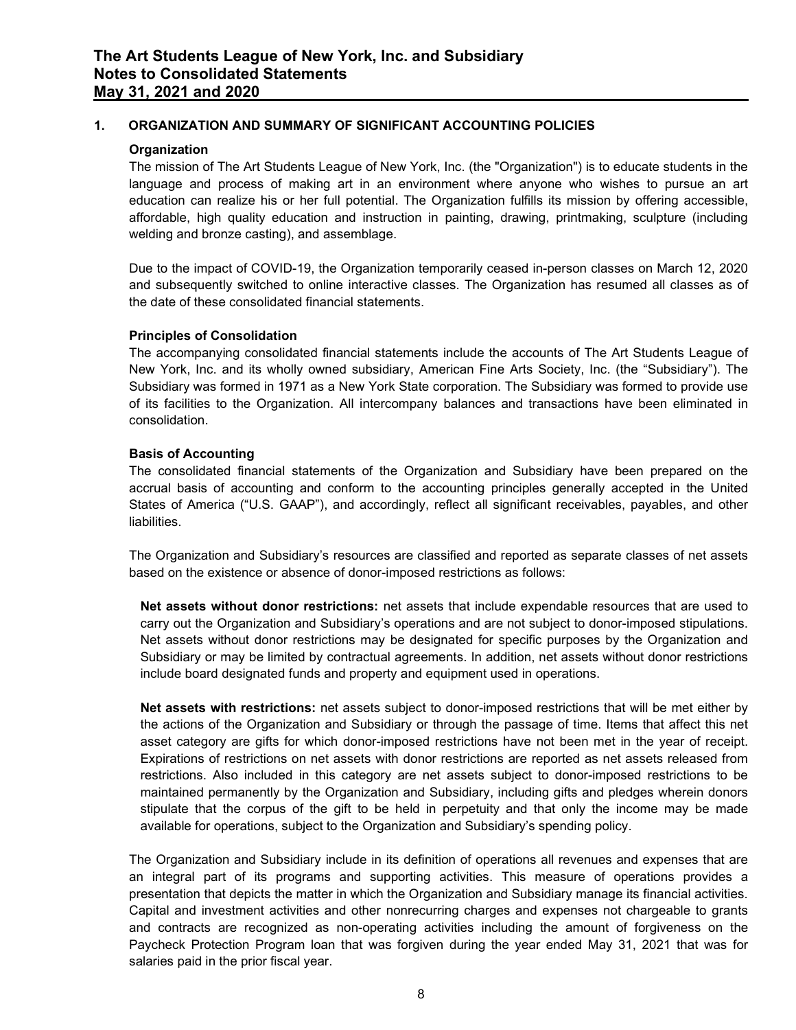# The Art Students League of New York, Inc. and Subsidiary
# Notes to Consolidated Statements
# May 31, 2021 and 2020

## 1. ORGANIZATION AND SUMMARY OF SIGNIFICANT ACCOUNTING POLICIES

### Organization

The mission of The Art Students League of New York, Inc. (the "Organization") is to educate students in the language and process of making art in an environment where anyone who wishes to pursue an art education can realize his or her full potential. The Organization fulfills its mission by offering accessible, affordable, high quality education and instruction in painting, drawing, printmaking, sculpture (including welding and bronze casting), and assemblage.

Due to the impact of COVID-19, the Organization temporarily ceased in-person classes on March 12, 2020 and subsequently switched to online interactive classes. The Organization has resumed all classes as of the date of these consolidated financial statements.

### Principles of Consolidation

The accompanying consolidated financial statements include the accounts of The Art Students League of New York, Inc. and its wholly owned subsidiary, American Fine Arts Society, Inc. (the "Subsidiary"). The Subsidiary was formed in 1971 as a New York State corporation. The Subsidiary was formed to provide use of its facilities to the Organization. All intercompany balances and transactions have been eliminated in consolidation.

### Basis of Accounting

The consolidated financial statements of the Organization and Subsidiary have been prepared on the accrual basis of accounting and conform to the accounting principles generally accepted in the United States of America ("U.S. GAAP"), and accordingly, reflect all significant receivables, payables, and other liabilities.

The Organization and Subsidiary's resources are classified and reported as separate classes of net assets based on the existence or absence of donor-imposed restrictions as follows:

**Net assets without donor restrictions:** net assets that include expendable resources that are used to carry out the Organization and Subsidiary's operations and are not subject to donor-imposed stipulations. Net assets without donor restrictions may be designated for specific purposes by the Organization and Subsidiary or may be limited by contractual agreements. In addition, net assets without donor restrictions include board designated funds and property and equipment used in operations.

**Net assets with restrictions:** net assets subject to donor-imposed restrictions that will be met either by the actions of the Organization and Subsidiary or through the passage of time. Items that affect this net asset category are gifts for which donor-imposed restrictions have not been met in the year of receipt. Expirations of restrictions on net assets with donor restrictions are reported as net assets released from restrictions. Also included in this category are net assets subject to donor-imposed restrictions to be maintained permanently by the Organization and Subsidiary, including gifts and pledges wherein donors stipulate that the corpus of the gift to be held in perpetuity and that only the income may be made available for operations, subject to the Organization and Subsidiary's spending policy.

The Organization and Subsidiary include in its definition of operations all revenues and expenses that are an integral part of its programs and supporting activities. This measure of operations provides a presentation that depicts the matter in which the Organization and Subsidiary manage its financial activities. Capital and investment activities and other nonrecurring charges and expenses not chargeable to grants and contracts are recognized as non-operating activities including the amount of forgiveness on the Paycheck Protection Program loan that was forgiven during the year ended May 31, 2021 that was for salaries paid in the prior fiscal year.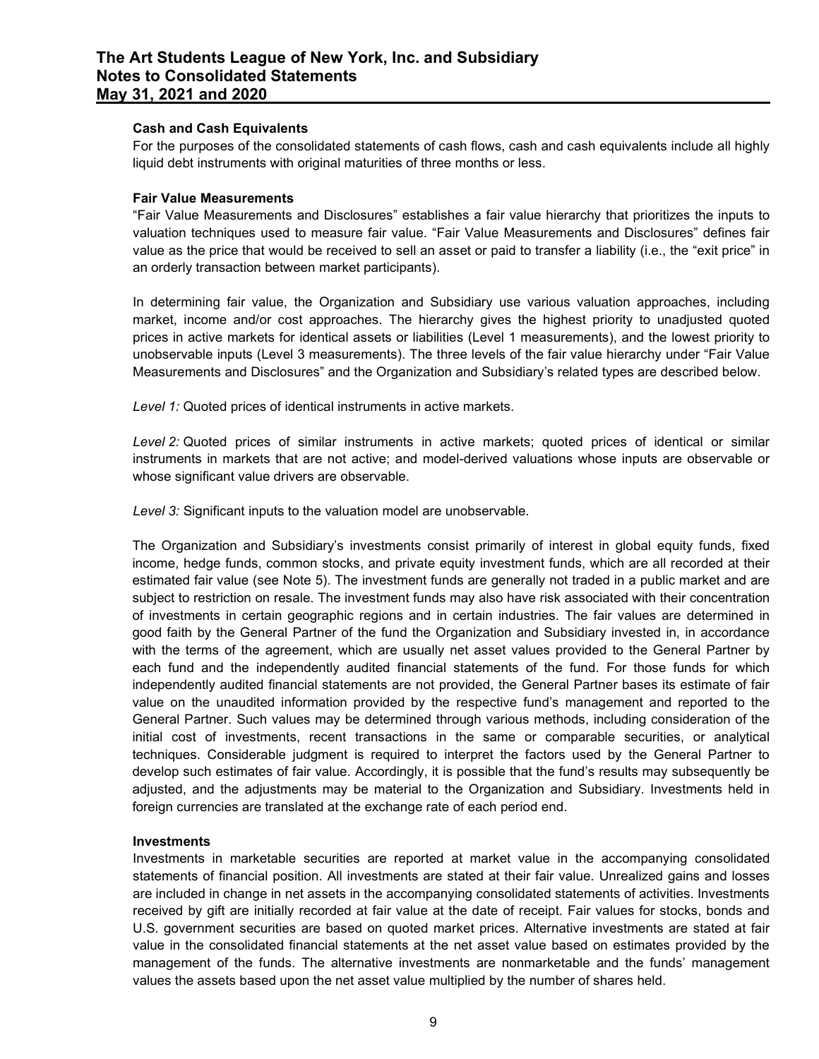**Cash and Cash Equivalents**

For the purposes of the consolidated statements of cash flows, cash and cash equivalents include all highly liquid debt instruments with original maturities of three months or less.

**Fair Value Measurements**

"Fair Value Measurements and Disclosures" establishes a fair value hierarchy that prioritizes the inputs to valuation techniques used to measure fair value. "Fair Value Measurements and Disclosures" defines fair value as the price that would be received to sell an asset or paid to transfer a liability (i.e., the "exit price" in an orderly transaction between market participants).

In determining fair value, the Organization and Subsidiary use various valuation approaches, including market, income and/or cost approaches. The hierarchy gives the highest priority to unadjusted quoted prices in active markets for identical assets or liabilities (Level 1 measurements), and the lowest priority to unobservable inputs (Level 3 measurements). The three levels of the fair value hierarchy under "Fair Value Measurements and Disclosures" and the Organization and Subsidiary's related types are described below.

*Level 1:* Quoted prices of identical instruments in active markets.

*Level 2:* Quoted prices of similar instruments in active markets; quoted prices of identical or similar instruments in markets that are not active; and model-derived valuations whose inputs are observable or whose significant value drivers are observable.

*Level 3:* Significant inputs to the valuation model are unobservable.

The Organization and Subsidiary's investments consist primarily of interest in global equity funds, fixed income, hedge funds, common stocks, and private equity investment funds, which are all recorded at their estimated fair value (see Note 5). The investment funds are generally not traded in a public market and are subject to restriction on resale. The investment funds may also have risk associated with their concentration of investments in certain geographic regions and in certain industries. The fair values are determined in good faith by the General Partner of the fund the Organization and Subsidiary invested in, in accordance with the terms of the agreement, which are usually net asset values provided to the General Partner by each fund and the independently audited financial statements of the fund. For those funds for which independently audited financial statements are not provided, the General Partner bases its estimate of fair value on the unaudited information provided by the respective fund's management and reported to the General Partner. Such values may be determined through various methods, including consideration of the initial cost of investments, recent transactions in the same or comparable securities, or analytical techniques. Considerable judgment is required to interpret the factors used by the General Partner to develop such estimates of fair value. Accordingly, it is possible that the fund's results may subsequently be adjusted, and the adjustments may be material to the Organization and Subsidiary. Investments held in foreign currencies are translated at the exchange rate of each period end.

**Investments**

Investments in marketable securities are reported at market value in the accompanying consolidated statements of financial position. All investments are stated at their fair value. Unrealized gains and losses are included in change in net assets in the accompanying consolidated statements of activities. Investments received by gift are initially recorded at fair value at the date of receipt. Fair values for stocks, bonds and U.S. government securities are based on quoted market prices. Alternative investments are stated at fair value in the consolidated financial statements at the net asset value based on estimates provided by the management of the funds. The alternative investments are nonmarketable and the funds' management values the assets based upon the net asset value multiplied by the number of shares held.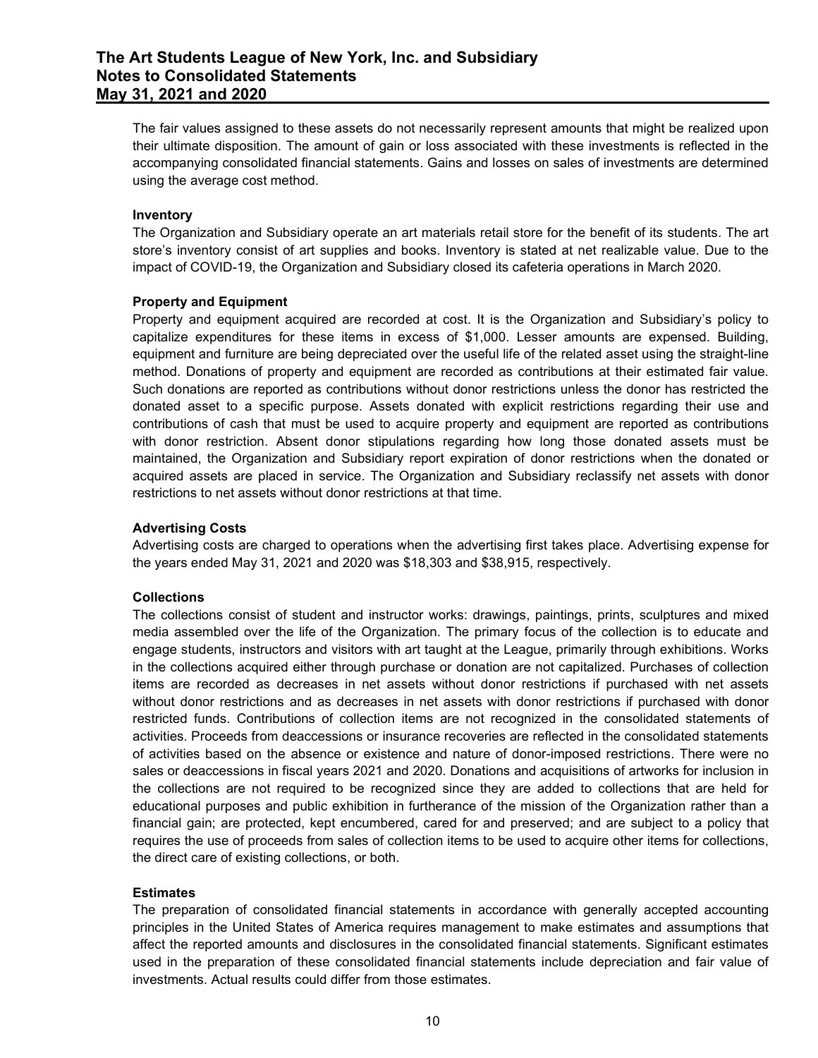The fair values assigned to these assets do not necessarily represent amounts that might be realized upon their ultimate disposition. The amount of gain or loss associated with these investments is reflected in the accompanying consolidated financial statements. Gains and losses on sales of investments are determined using the average cost method.

**Inventory**

The Organization and Subsidiary operate an art materials retail store for the benefit of its students. The art store's inventory consist of art supplies and books. Inventory is stated at net realizable value. Due to the impact of COVID-19, the Organization and Subsidiary closed its cafeteria operations in March 2020.

**Property and Equipment**

Property and equipment acquired are recorded at cost. It is the Organization and Subsidiary's policy to capitalize expenditures for these items in excess of $1,000. Lesser amounts are expensed. Building, equipment and furniture are being depreciated over the useful life of the related asset using the straight-line method. Donations of property and equipment are recorded as contributions at their estimated fair value. Such donations are reported as contributions without donor restrictions unless the donor has restricted the donated asset to a specific purpose. Assets donated with explicit restrictions regarding their use and contributions of cash that must be used to acquire property and equipment are reported as contributions with donor restriction. Absent donor stipulations regarding how long those donated assets must be maintained, the Organization and Subsidiary report expiration of donor restrictions when the donated or acquired assets are placed in service. The Organization and Subsidiary reclassify net assets with donor restrictions to net assets without donor restrictions at that time.

**Advertising Costs**

Advertising costs are charged to operations when the advertising first takes place. Advertising expense for the years ended May 31, 2021 and 2020 was $18,303 and $38,915, respectively.

**Collections**

The collections consist of student and instructor works: drawings, paintings, prints, sculptures and mixed media assembled over the life of the Organization. The primary focus of the collection is to educate and engage students, instructors and visitors with art taught at the League, primarily through exhibitions. Works in the collections acquired either through purchase or donation are not capitalized. Purchases of collection items are recorded as decreases in net assets without donor restrictions if purchased with net assets without donor restrictions and as decreases in net assets with donor restrictions if purchased with donor restricted funds. Contributions of collection items are not recognized in the consolidated statements of activities. Proceeds from deaccessions or insurance recoveries are reflected in the consolidated statements of activities based on the absence or existence and nature of donor-imposed restrictions. There were no sales or deaccessions in fiscal years 2021 and 2020. Donations and acquisitions of artworks for inclusion in the collections are not required to be recognized since they are added to collections that are held for educational purposes and public exhibition in furtherance of the mission of the Organization rather than a financial gain; are protected, kept encumbered, cared for and preserved; and are subject to a policy that requires the use of proceeds from sales of collection items to be used to acquire other items for collections, the direct care of existing collections, or both.

**Estimates**

The preparation of consolidated financial statements in accordance with generally accepted accounting principles in the United States of America requires management to make estimates and assumptions that affect the reported amounts and disclosures in the consolidated financial statements. Significant estimates used in the preparation of these consolidated financial statements include depreciation and fair value of investments. Actual results could differ from those estimates.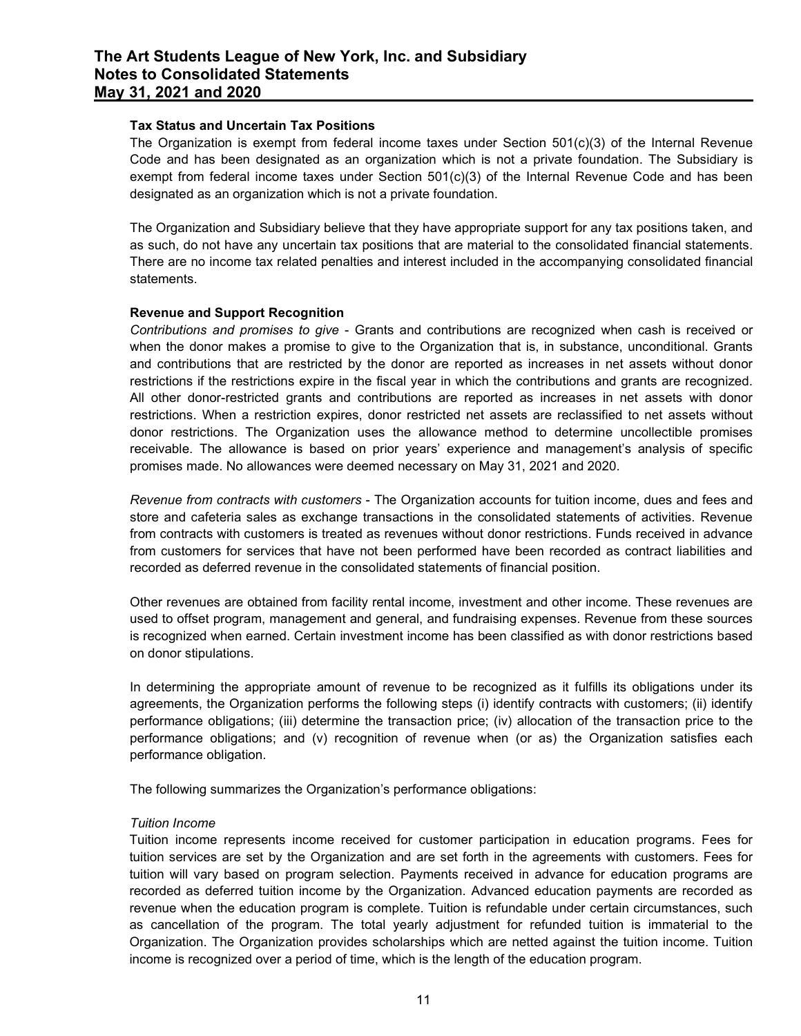### Tax Status and Uncertain Tax Positions

The Organization is exempt from federal income taxes under Section 501(c)(3) of the Internal Revenue Code and has been designated as an organization which is not a private foundation. The Subsidiary is exempt from federal income taxes under Section 501(c)(3) of the Internal Revenue Code and has been designated as an organization which is not a private foundation.

The Organization and Subsidiary believe that they have appropriate support for any tax positions taken, and as such, do not have any uncertain tax positions that are material to the consolidated financial statements. There are no income tax related penalties and interest included in the accompanying consolidated financial statements.

### Revenue and Support Recognition

*Contributions and promises to give* - Grants and contributions are recognized when cash is received or when the donor makes a promise to give to the Organization that is, in substance, unconditional. Grants and contributions that are restricted by the donor are reported as increases in net assets without donor restrictions if the restrictions expire in the fiscal year in which the contributions and grants are recognized. All other donor-restricted grants and contributions are reported as increases in net assets with donor restrictions. When a restriction expires, donor restricted net assets are reclassified to net assets without donor restrictions. The Organization uses the allowance method to determine uncollectible promises receivable. The allowance is based on prior years' experience and management's analysis of specific promises made. No allowances were deemed necessary on May 31, 2021 and 2020.

*Revenue from contracts with customers* - The Organization accounts for tuition income, dues and fees and store and cafeteria sales as exchange transactions in the consolidated statements of activities. Revenue from contracts with customers is treated as revenues without donor restrictions. Funds received in advance from customers for services that have not been performed have been recorded as contract liabilities and recorded as deferred revenue in the consolidated statements of financial position.

Other revenues are obtained from facility rental income, investment and other income. These revenues are used to offset program, management and general, and fundraising expenses. Revenue from these sources is recognized when earned. Certain investment income has been classified as with donor restrictions based on donor stipulations.

In determining the appropriate amount of revenue to be recognized as it fulfills its obligations under its agreements, the Organization performs the following steps (i) identify contracts with customers; (ii) identify performance obligations; (iii) determine the transaction price; (iv) allocation of the transaction price to the performance obligations; and (v) recognition of revenue when (or as) the Organization satisfies each performance obligation.

The following summarizes the Organization's performance obligations:

*Tuition Income*

Tuition income represents income received for customer participation in education programs. Fees for tuition services are set by the Organization and are set forth in the agreements with customers. Fees for tuition will vary based on program selection. Payments received in advance for education programs are recorded as deferred tuition income by the Organization. Advanced education payments are recorded as revenue when the education program is complete. Tuition is refundable under certain circumstances, such as cancellation of the program. The total yearly adjustment for refunded tuition is immaterial to the Organization. The Organization provides scholarships which are netted against the tuition income. Tuition income is recognized over a period of time, which is the length of the education program.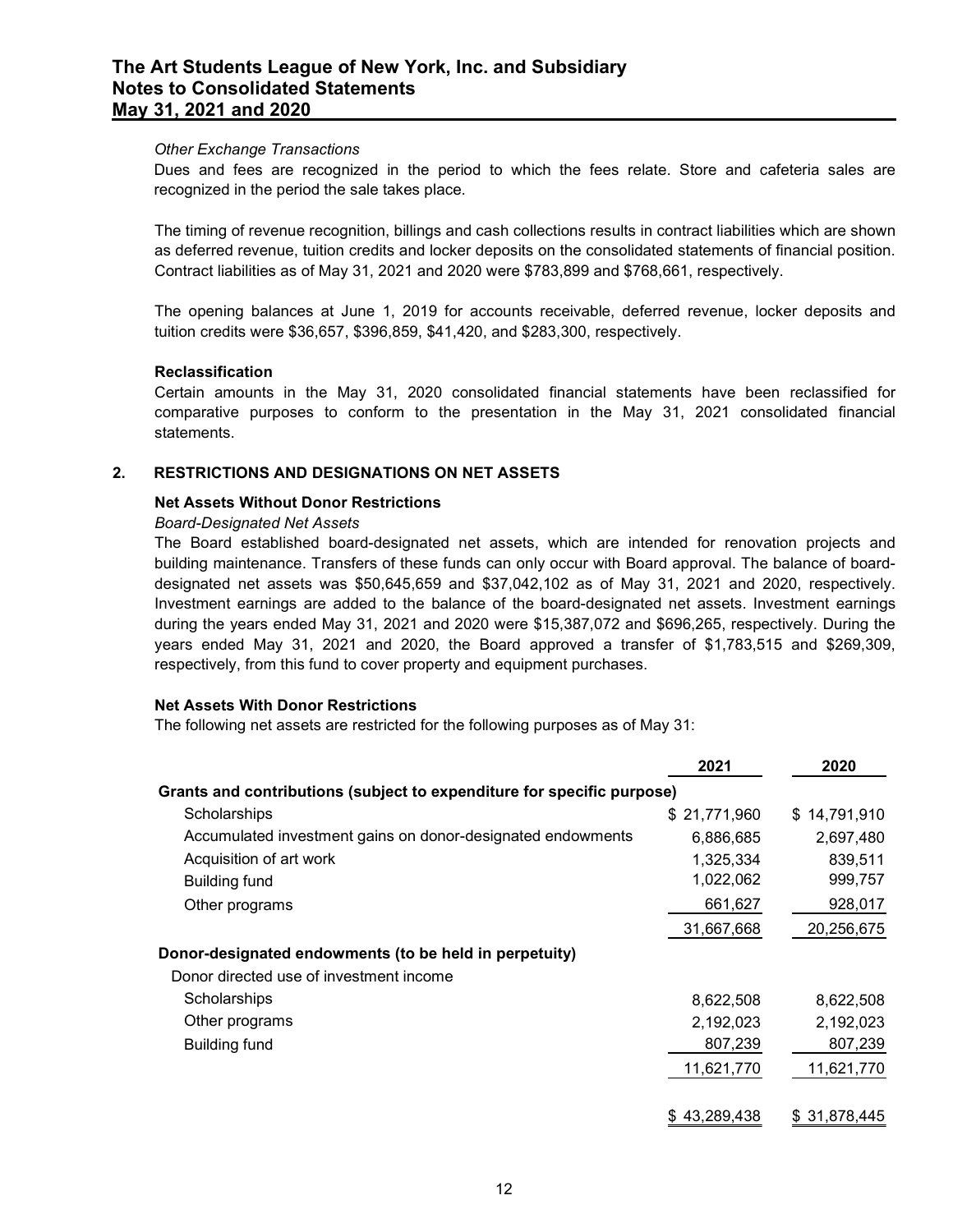*Other Exchange Transactions*

Dues and fees are recognized in the period to which the fees relate. Store and cafeteria sales are recognized in the period the sale takes place.

The timing of revenue recognition, billings and cash collections results in contract liabilities which are shown as deferred revenue, tuition credits and locker deposits on the consolidated statements of financial position. Contract liabilities as of May 31, 2021 and 2020 were $783,899 and $768,661, respectively.

The opening balances at June 1, 2019 for accounts receivable, deferred revenue, locker deposits and tuition credits were $36,657, $396,859, $41,420, and $283,300, respectively.

**Reclassification**

Certain amounts in the May 31, 2020 consolidated financial statements have been reclassified for comparative purposes to conform to the presentation in the May 31, 2021 consolidated financial statements.

## 2. RESTRICTIONS AND DESIGNATIONS ON NET ASSETS

**Net Assets Without Donor Restrictions**

*Board-Designated Net Assets*

The Board established board-designated net assets, which are intended for renovation projects and building maintenance. Transfers of these funds can only occur with Board approval. The balance of board-designated net assets was $50,645,659 and $37,042,102 as of May 31, 2021 and 2020, respectively. Investment earnings are added to the balance of the board-designated net assets. Investment earnings during the years ended May 31, 2021 and 2020 were $15,387,072 and $696,265, respectively. During the years ended May 31, 2021 and 2020, the Board approved a transfer of $1,783,515 and $269,309, respectively, from this fund to cover property and equipment purchases.

**Net Assets With Donor Restrictions**

The following net assets are restricted for the following purposes as of May 31:

| | 2021 | 2020 |
|---|---|---|
| **Grants and contributions (subject to expenditure for specific purpose)** | | |
| Scholarships | $ 21,771,960 | $ 14,791,910 |
| Accumulated investment gains on donor-designated endowments | 6,886,685 | 2,697,480 |
| Acquisition of art work | 1,325,334 | 839,511 |
| Building fund | 1,022,062 | 999,757 |
| Other programs | 661,627 | 928,017 |
| | 31,667,668 | 20,256,675 |
| **Donor-designated endowments (to be held in perpetuity)** | | |
| Donor directed use of investment income | | |
| Scholarships | 8,622,508 | 8,622,508 |
| Other programs | 2,192,023 | 2,192,023 |
| Building fund | 807,239 | 807,239 |
| | 11,621,770 | 11,621,770 |
| | $ 43,289,438 | $ 31,878,445 |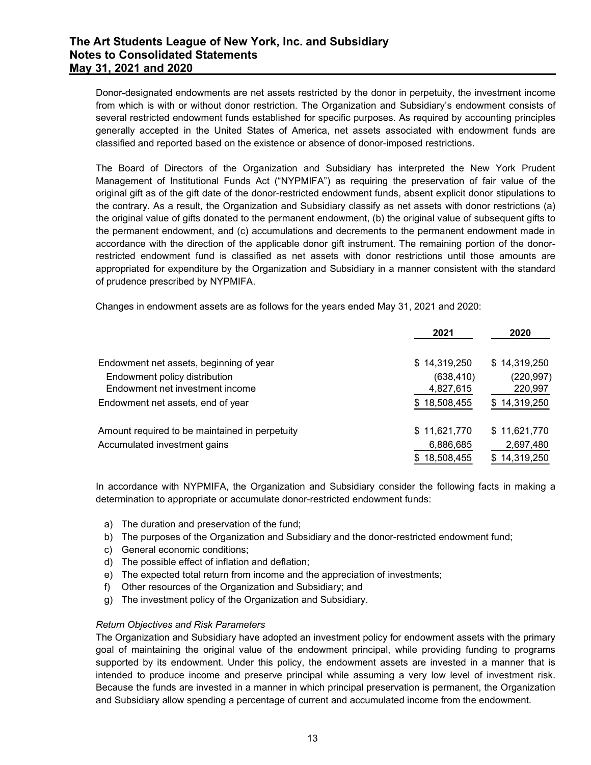Donor-designated endowments are net assets restricted by the donor in perpetuity, the investment income from which is with or without donor restriction. The Organization and Subsidiary's endowment consists of several restricted endowment funds established for specific purposes. As required by accounting principles generally accepted in the United States of America, net assets associated with endowment funds are classified and reported based on the existence or absence of donor-imposed restrictions.

The Board of Directors of the Organization and Subsidiary has interpreted the New York Prudent Management of Institutional Funds Act ("NYPMIFA") as requiring the preservation of fair value of the original gift as of the gift date of the donor-restricted endowment funds, absent explicit donor stipulations to the contrary. As a result, the Organization and Subsidiary classify as net assets with donor restrictions (a) the original value of gifts donated to the permanent endowment, (b) the original value of subsequent gifts to the permanent endowment, and (c) accumulations and decrements to the permanent endowment made in accordance with the direction of the applicable donor gift instrument. The remaining portion of the donor-restricted endowment fund is classified as net assets with donor restrictions until those amounts are appropriated for expenditure by the Organization and Subsidiary in a manner consistent with the standard of prudence prescribed by NYPMIFA.

Changes in endowment assets are as follows for the years ended May 31, 2021 and 2020:

| | 2021 | 2020 |
|---|---|---|
| Endowment net assets, beginning of year | $ 14,319,250 | $ 14,319,250 |
| Endowment policy distribution | (638,410) | (220,997) |
| Endowment net investment income | 4,827,615 | 220,997 |
| Endowment net assets, end of year | $ 18,508,455 | $ 14,319,250 |
| | | |
| Amount required to be maintained in perpetuity | $ 11,621,770 | $ 11,621,770 |
| Accumulated investment gains | 6,886,685 | 2,697,480 |
| | $ 18,508,455 | $ 14,319,250 |

In accordance with NYPMIFA, the Organization and Subsidiary consider the following facts in making a determination to appropriate or accumulate donor-restricted endowment funds:

a) The duration and preservation of the fund;
b) The purposes of the Organization and Subsidiary and the donor-restricted endowment fund;
c) General economic conditions;
d) The possible effect of inflation and deflation;
e) The expected total return from income and the appreciation of investments;
f) Other resources of the Organization and Subsidiary; and
g) The investment policy of the Organization and Subsidiary.

*Return Objectives and Risk Parameters*

The Organization and Subsidiary have adopted an investment policy for endowment assets with the primary goal of maintaining the original value of the endowment principal, while providing funding to programs supported by its endowment. Under this policy, the endowment assets are invested in a manner that is intended to produce income and preserve principal while assuming a very low level of investment risk. Because the funds are invested in a manner in which principal preservation is permanent, the Organization and Subsidiary allow spending a percentage of current and accumulated income from the endowment.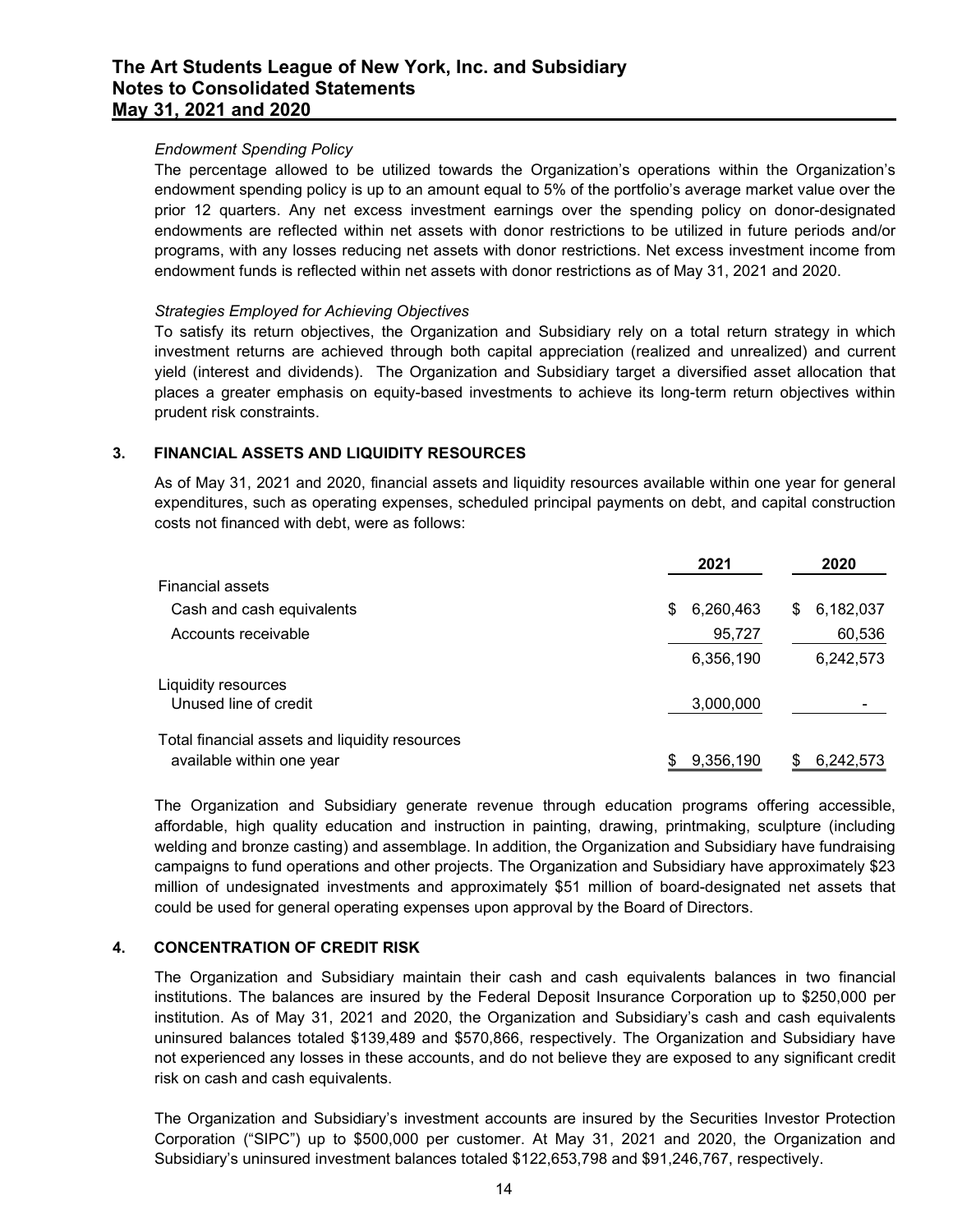*Endowment Spending Policy*

The percentage allowed to be utilized towards the Organization's operations within the Organization's endowment spending policy is up to an amount equal to 5% of the portfolio's average market value over the prior 12 quarters. Any net excess investment earnings over the spending policy on donor-designated endowments are reflected within net assets with donor restrictions to be utilized in future periods and/or programs, with any losses reducing net assets with donor restrictions. Net excess investment income from endowment funds is reflected within net assets with donor restrictions as of May 31, 2021 and 2020.

*Strategies Employed for Achieving Objectives*

To satisfy its return objectives, the Organization and Subsidiary rely on a total return strategy in which investment returns are achieved through both capital appreciation (realized and unrealized) and current yield (interest and dividends). The Organization and Subsidiary target a diversified asset allocation that places a greater emphasis on equity-based investments to achieve its long-term return objectives within prudent risk constraints.

## 3. FINANCIAL ASSETS AND LIQUIDITY RESOURCES

As of May 31, 2021 and 2020, financial assets and liquidity resources available within one year for general expenditures, such as operating expenses, scheduled principal payments on debt, and capital construction costs not financed with debt, were as follows:

| | 2021 | 2020 |
|---|---|---|
| Financial assets | | |
| Cash and cash equivalents | $ 6,260,463 | $ 6,182,037 |
| Accounts receivable | 95,727 | 60,536 |
| | 6,356,190 | 6,242,573 |
| Liquidity resources<br>Unused line of credit | 3,000,000 | - |
| Total financial assets and liquidity resources available within one year | $ 9,356,190 | $ 6,242,573 |

The Organization and Subsidiary generate revenue through education programs offering accessible, affordable, high quality education and instruction in painting, drawing, printmaking, sculpture (including welding and bronze casting) and assemblage. In addition, the Organization and Subsidiary have fundraising campaigns to fund operations and other projects. The Organization and Subsidiary have approximately $23 million of undesignated investments and approximately $51 million of board-designated net assets that could be used for general operating expenses upon approval by the Board of Directors.

## 4. CONCENTRATION OF CREDIT RISK

The Organization and Subsidiary maintain their cash and cash equivalents balances in two financial institutions. The balances are insured by the Federal Deposit Insurance Corporation up to $250,000 per institution. As of May 31, 2021 and 2020, the Organization and Subsidiary's cash and cash equivalents uninsured balances totaled $139,489 and $570,866, respectively. The Organization and Subsidiary have not experienced any losses in these accounts, and do not believe they are exposed to any significant credit risk on cash and cash equivalents.

The Organization and Subsidiary's investment accounts are insured by the Securities Investor Protection Corporation ("SIPC") up to $500,000 per customer. At May 31, 2021 and 2020, the Organization and Subsidiary's uninsured investment balances totaled $122,653,798 and $91,246,767, respectively.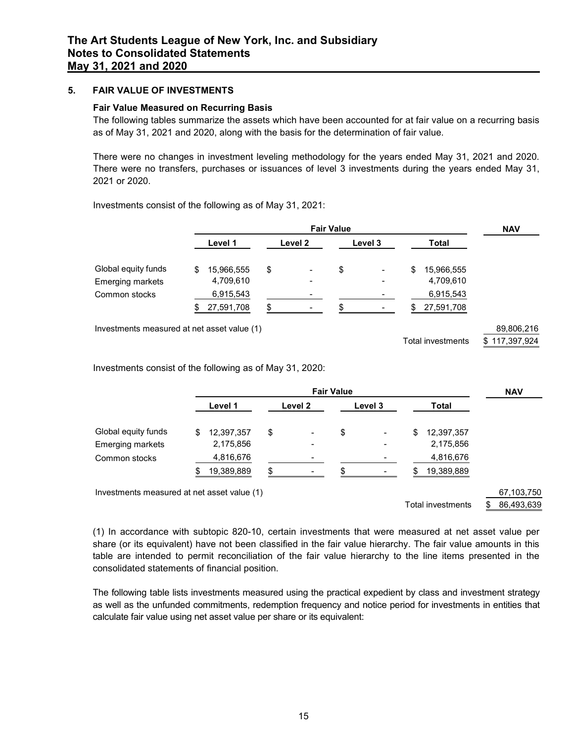## 5. FAIR VALUE OF INVESTMENTS

### Fair Value Measured on Recurring Basis

The following tables summarize the assets which have been accounted for at fair value on a recurring basis as of May 31, 2021 and 2020, along with the basis for the determination of fair value.

There were no changes in investment leveling methodology for the years ended May 31, 2021 and 2020. There were no transfers, purchases or issuances of level 3 investments during the years ended May 31, 2021 or 2020.

Investments consist of the following as of May 31, 2021:

| | Fair Value | | | | NAV |
|---|---|---|---|---|---|
| | Level 1 | Level 2 | Level 3 | Total | |
| Global equity funds | $ 15,966,555 | $ - | $ - | $ 15,966,555 | |
| Emerging markets | 4,709,610 | - | - | 4,709,610 | |
| Common stocks | 6,915,543 | - | - | 6,915,543 | |
| | $ 27,591,708 | $ - | $ - | $ 27,591,708 | |
| Investments measured at net asset value (1) | | | | | 89,806,216 |
| | | | | Total investments | $ 117,397,924 |

Investments consist of the following as of May 31, 2020:

| | Fair Value | | | | NAV |
|---|---|---|---|---|---|
| | Level 1 | Level 2 | Level 3 | Total | |
| Global equity funds | $ 12,397,357 | $ - | $ - | $ 12,397,357 | |
| Emerging markets | 2,175,856 | - | - | 2,175,856 | |
| Common stocks | 4,816,676 | - | - | 4,816,676 | |
| | $ 19,389,889 | $ - | $ - | $ 19,389,889 | |
| Investments measured at net asset value (1) | | | | | 67,103,750 |
| | | | | Total investments | $ 86,493,639 |

(1) In accordance with subtopic 820-10, certain investments that were measured at net asset value per share (or its equivalent) have not been classified in the fair value hierarchy. The fair value amounts in this table are intended to permit reconciliation of the fair value hierarchy to the line items presented in the consolidated statements of financial position.

The following table lists investments measured using the practical expedient by class and investment strategy as well as the unfunded commitments, redemption frequency and notice period for investments in entities that calculate fair value using net asset value per share or its equivalent: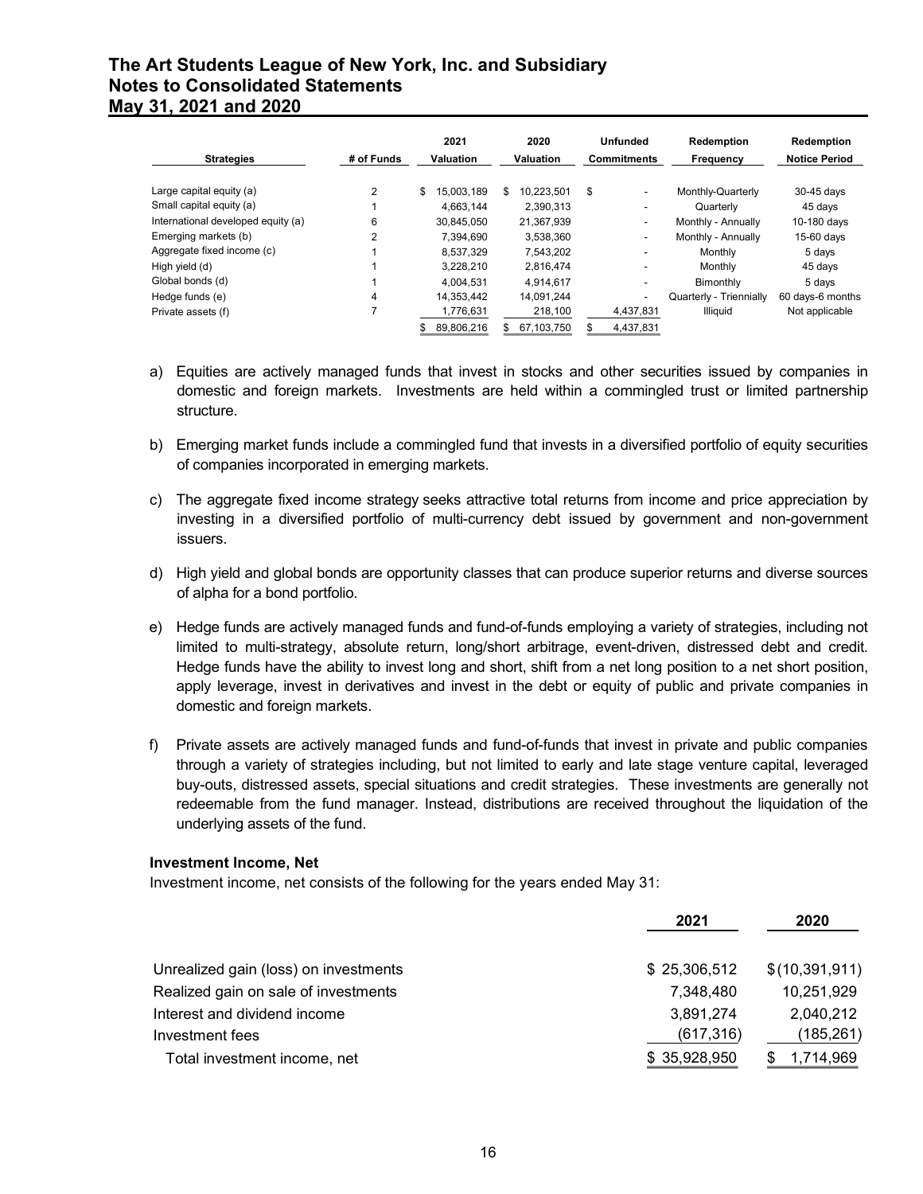| Strategies | # of Funds | 2021 Valuation | 2020 Valuation | Unfunded Commitments | Redemption Frequency | Redemption Notice Period |
|---|---|---|---|---|---|---|
| Large capital equity (a) | 2 | $ 15,003,189 | $ 10,223,501 | $ - | Monthly-Quarterly | 30-45 days |
| Small capital equity (a) | 1 | 4,663,144 | 2,390,313 | - | Quarterly | 45 days |
| International developed equity (a) | 6 | 30,845,050 | 21,367,939 | - | Monthly - Annually | 10-180 days |
| Emerging markets (b) | 2 | 7,394,690 | 3,538,360 | - | Monthly - Annually | 15-60 days |
| Aggregate fixed income (c) | 1 | 8,537,329 | 7,543,202 | - | Monthly | 5 days |
| High yield (d) | 1 | 3,228,210 | 2,816,474 | - | Monthly | 45 days |
| Global bonds (d) | 1 | 4,004,531 | 4,914,617 | - | Bimonthly | 5 days |
| Hedge funds (e) | 4 | 14,353,442 | 14,091,244 | - | Quarterly - Triennially | 60 days-6 months |
| Private assets (f) | 7 | 1,776,631 | 218,100 | 4,437,831 | Illiquid | Not applicable |
| | | $ 89,806,216 | $ 67,103,750 | $ 4,437,831 | | |

a) Equities are actively managed funds that invest in stocks and other securities issued by companies in domestic and foreign markets. Investments are held within a commingled trust or limited partnership structure.

b) Emerging market funds include a commingled fund that invests in a diversified portfolio of equity securities of companies incorporated in emerging markets.

c) The aggregate fixed income strategy seeks attractive total returns from income and price appreciation by investing in a diversified portfolio of multi-currency debt issued by government and non-government issuers.

d) High yield and global bonds are opportunity classes that can produce superior returns and diverse sources of alpha for a bond portfolio.

e) Hedge funds are actively managed funds and fund-of-funds employing a variety of strategies, including not limited to multi-strategy, absolute return, long/short arbitrage, event-driven, distressed debt and credit. Hedge funds have the ability to invest long and short, shift from a net long position to a net short position, apply leverage, invest in derivatives and invest in the debt or equity of public and private companies in domestic and foreign markets.

f) Private assets are actively managed funds and fund-of-funds that invest in private and public companies through a variety of strategies including, but not limited to early and late stage venture capital, leveraged buy-outs, distressed assets, special situations and credit strategies. These investments are generally not redeemable from the fund manager. Instead, distributions are received throughout the liquidation of the underlying assets of the fund.

**Investment Income, Net**

Investment income, net consists of the following for the years ended May 31:

| | 2021 | 2020 |
|---|---|---|
| Unrealized gain (loss) on investments | $ 25,306,512 | $(10,391,911) |
| Realized gain on sale of investments | 7,348,480 | 10,251,929 |
| Interest and dividend income | 3,891,274 | 2,040,212 |
| Investment fees | (617,316) | (185,261) |
| Total investment income, net | $ 35,928,950 | $ 1,714,969 |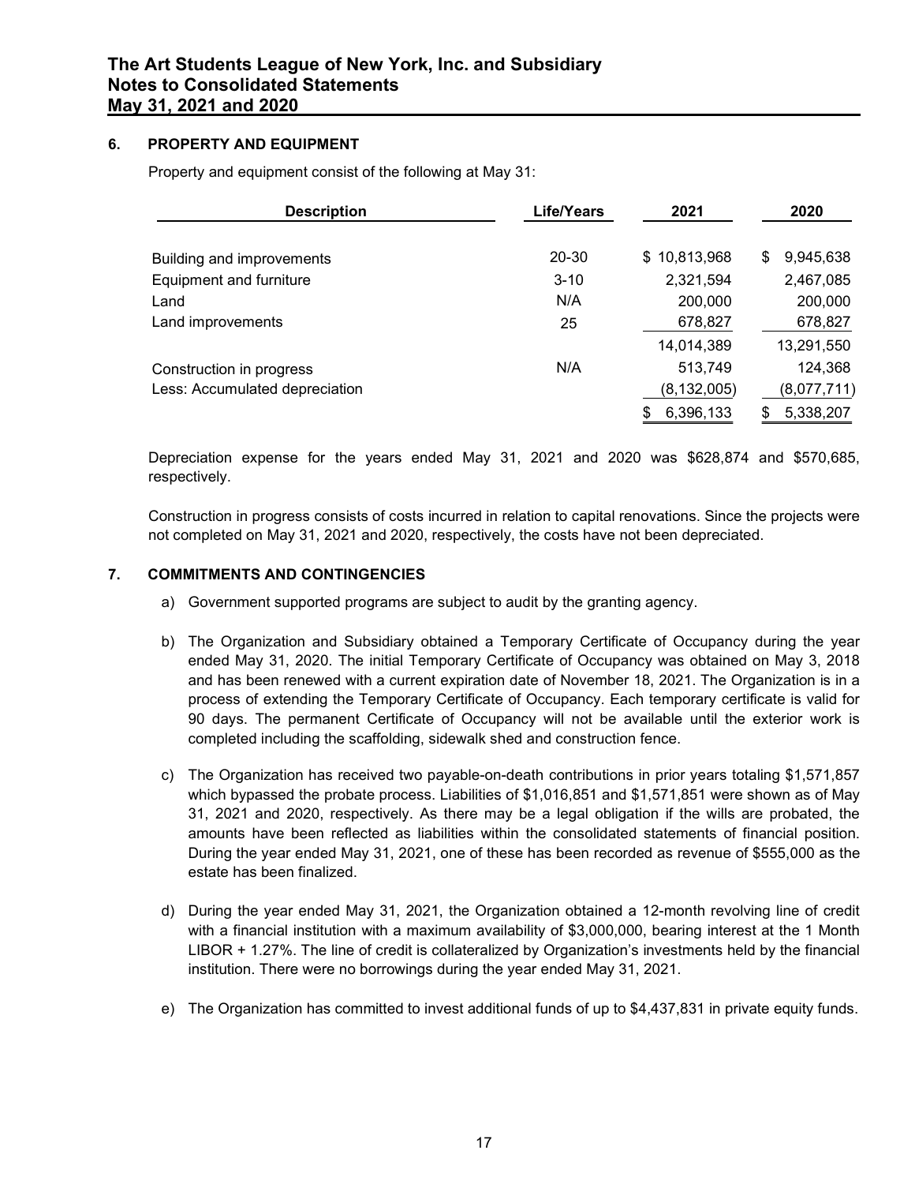## 6. PROPERTY AND EQUIPMENT

Property and equipment consist of the following at May 31:

| Description | Life/Years | 2021 | 2020 |
|---|---|---|---|
| Building and improvements | 20-30 | $ 10,813,968 | $ 9,945,638 |
| Equipment and furniture | 3-10 | 2,321,594 | 2,467,085 |
| Land | N/A | 200,000 | 200,000 |
| Land improvements | 25 | 678,827 | 678,827 |
| | | 14,014,389 | 13,291,550 |
| Construction in progress | N/A | 513,749 | 124,368 |
| Less: Accumulated depreciation | | (8,132,005) | (8,077,711) |
| | | $ 6,396,133 | $ 5,338,207 |

Depreciation expense for the years ended May 31, 2021 and 2020 was $628,874 and $570,685, respectively.

Construction in progress consists of costs incurred in relation to capital renovations. Since the projects were not completed on May 31, 2021 and 2020, respectively, the costs have not been depreciated.

## 7. COMMITMENTS AND CONTINGENCIES

a) Government supported programs are subject to audit by the granting agency.

b) The Organization and Subsidiary obtained a Temporary Certificate of Occupancy during the year ended May 31, 2020. The initial Temporary Certificate of Occupancy was obtained on May 3, 2018 and has been renewed with a current expiration date of November 18, 2021. The Organization is in a process of extending the Temporary Certificate of Occupancy. Each temporary certificate is valid for 90 days. The permanent Certificate of Occupancy will not be available until the exterior work is completed including the scaffolding, sidewalk shed and construction fence.

c) The Organization has received two payable-on-death contributions in prior years totaling $1,571,857 which bypassed the probate process. Liabilities of $1,016,851 and $1,571,851 were shown as of May 31, 2021 and 2020, respectively. As there may be a legal obligation if the wills are probated, the amounts have been reflected as liabilities within the consolidated statements of financial position. During the year ended May 31, 2021, one of these has been recorded as revenue of $555,000 as the estate has been finalized.

d) During the year ended May 31, 2021, the Organization obtained a 12-month revolving line of credit with a financial institution with a maximum availability of $3,000,000, bearing interest at the 1 Month LIBOR + 1.27%. The line of credit is collateralized by Organization's investments held by the financial institution. There were no borrowings during the year ended May 31, 2021.

e) The Organization has committed to invest additional funds of up to $4,437,831 in private equity funds.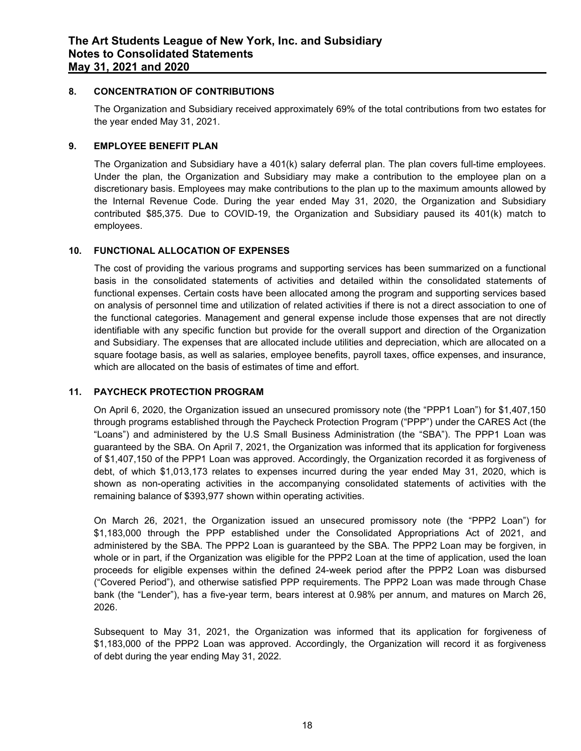## 8. CONCENTRATION OF CONTRIBUTIONS

The Organization and Subsidiary received approximately 69% of the total contributions from two estates for the year ended May 31, 2021.

## 9. EMPLOYEE BENEFIT PLAN

The Organization and Subsidiary have a 401(k) salary deferral plan. The plan covers full-time employees. Under the plan, the Organization and Subsidiary may make a contribution to the employee plan on a discretionary basis. Employees may make contributions to the plan up to the maximum amounts allowed by the Internal Revenue Code. During the year ended May 31, 2020, the Organization and Subsidiary contributed $85,375. Due to COVID-19, the Organization and Subsidiary paused its 401(k) match to employees.

## 10. FUNCTIONAL ALLOCATION OF EXPENSES

The cost of providing the various programs and supporting services has been summarized on a functional basis in the consolidated statements of activities and detailed within the consolidated statements of functional expenses. Certain costs have been allocated among the program and supporting services based on analysis of personnel time and utilization of related activities if there is not a direct association to one of the functional categories. Management and general expense include those expenses that are not directly identifiable with any specific function but provide for the overall support and direction of the Organization and Subsidiary. The expenses that are allocated include utilities and depreciation, which are allocated on a square footage basis, as well as salaries, employee benefits, payroll taxes, office expenses, and insurance, which are allocated on the basis of estimates of time and effort.

## 11. PAYCHECK PROTECTION PROGRAM

On April 6, 2020, the Organization issued an unsecured promissory note (the "PPP1 Loan") for $1,407,150 through programs established through the Paycheck Protection Program ("PPP") under the CARES Act (the "Loans") and administered by the U.S Small Business Administration (the "SBA"). The PPP1 Loan was guaranteed by the SBA. On April 7, 2021, the Organization was informed that its application for forgiveness of $1,407,150 of the PPP1 Loan was approved. Accordingly, the Organization recorded it as forgiveness of debt, of which $1,013,173 relates to expenses incurred during the year ended May 31, 2020, which is shown as non-operating activities in the accompanying consolidated statements of activities with the remaining balance of $393,977 shown within operating activities.

On March 26, 2021, the Organization issued an unsecured promissory note (the "PPP2 Loan") for $1,183,000 through the PPP established under the Consolidated Appropriations Act of 2021, and administered by the SBA. The PPP2 Loan is guaranteed by the SBA. The PPP2 Loan may be forgiven, in whole or in part, if the Organization was eligible for the PPP2 Loan at the time of application, used the loan proceeds for eligible expenses within the defined 24-week period after the PPP2 Loan was disbursed ("Covered Period"), and otherwise satisfied PPP requirements. The PPP2 Loan was made through Chase bank (the "Lender"), has a five-year term, bears interest at 0.98% per annum, and matures on March 26, 2026.

Subsequent to May 31, 2021, the Organization was informed that its application for forgiveness of $1,183,000 of the PPP2 Loan was approved. Accordingly, the Organization will record it as forgiveness of debt during the year ending May 31, 2022.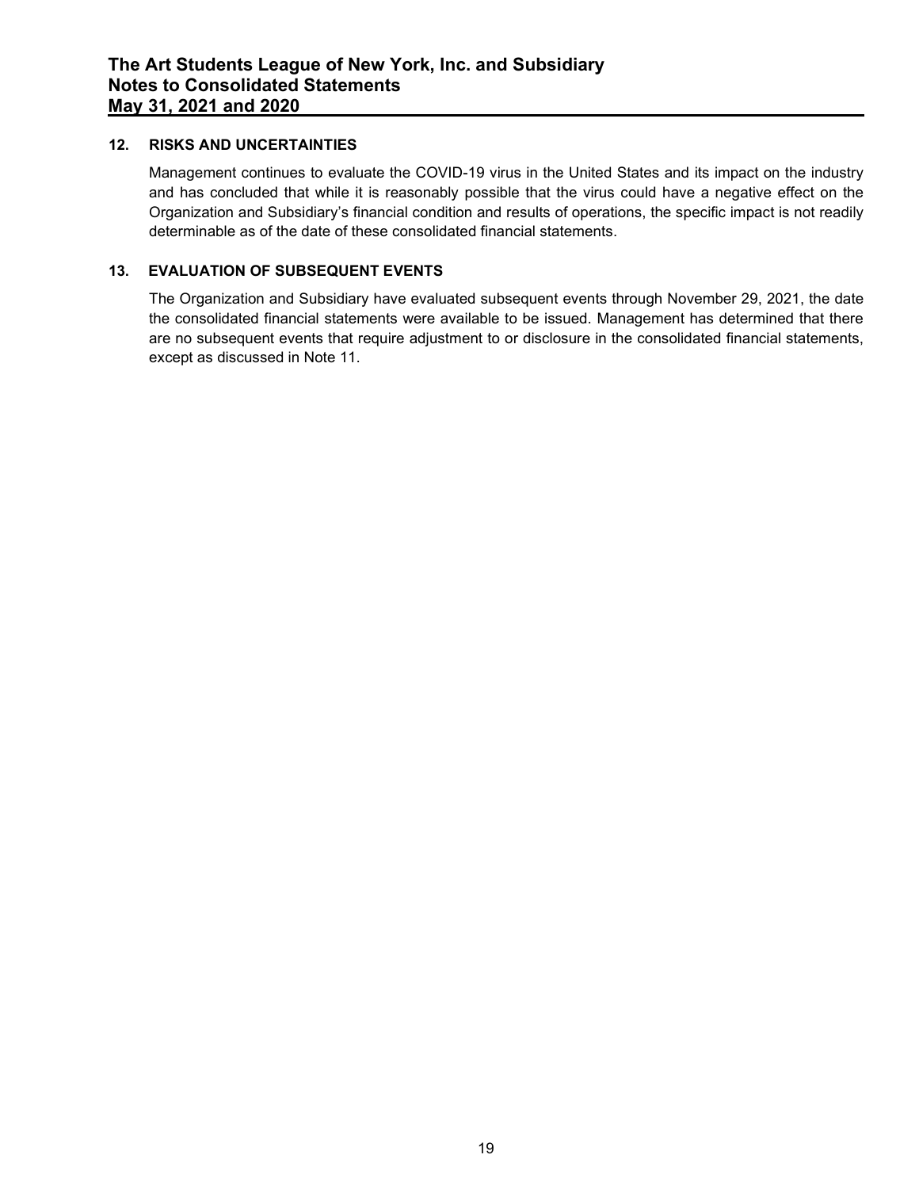## 12. RISKS AND UNCERTAINTIES

Management continues to evaluate the COVID-19 virus in the United States and its impact on the industry and has concluded that while it is reasonably possible that the virus could have a negative effect on the Organization and Subsidiary's financial condition and results of operations, the specific impact is not readily determinable as of the date of these consolidated financial statements.

## 13. EVALUATION OF SUBSEQUENT EVENTS

The Organization and Subsidiary have evaluated subsequent events through November 29, 2021, the date the consolidated financial statements were available to be issued. Management has determined that there are no subsequent events that require adjustment to or disclosure in the consolidated financial statements, except as discussed in Note 11.